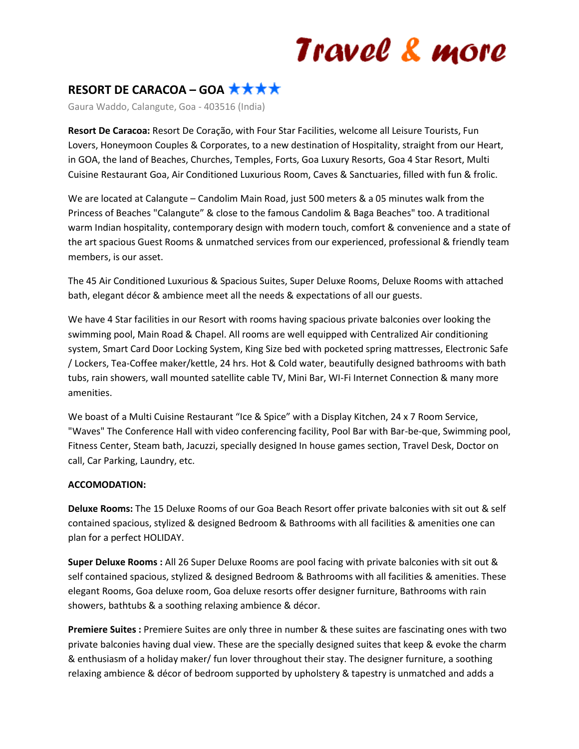# Travel & more

## RESORT DE CARACOA – GOA ★★★★

Gaura Waddo, Calangute, Goa - 403516 (India)

**Resort De Caracoa:** Resort De Coração, with Four Star Facilities, welcome all Leisure Tourists, Fun Lovers, Honeymoon Couples & Corporates, to a new destination of Hospitality, straight from our Heart, in GOA, the land of Beaches, Churches, Temples, Forts, Goa Luxury Resorts, Goa 4 Star Resort, Multi Cuisine Restaurant Goa, Air Conditioned Luxurious Room, Caves & Sanctuaries, filled with fun & frolic.

We are located at Calangute – Candolim Main Road, just 500 meters & a 05 minutes walk from the Princess of Beaches "Calangute" & close to the famous Candolim & Baga Beaches" too. A traditional warm Indian hospitality, contemporary design with modern touch, comfort & convenience and a state of the art spacious Guest Rooms & unmatched services from our experienced, professional & friendly team members, is our asset.

The 45 Air Conditioned Luxurious & Spacious Suites, Super Deluxe Rooms, Deluxe Rooms with attached bath, elegant décor & ambience meet all the needs & expectations of all our guests.

We have 4 Star facilities in our Resort with rooms having spacious private balconies over looking the swimming pool, Main Road & Chapel. All rooms are well equipped with Centralized Air conditioning system, Smart Card Door Locking System, King Size bed with pocketed spring mattresses, Electronic Safe / Lockers, Tea-Coffee maker/kettle, 24 hrs. Hot & Cold water, beautifully designed bathrooms with bath tubs, rain showers, wall mounted satellite cable TV, Mini Bar, WI-Fi Internet Connection & many more amenities.

We boast of a Multi Cuisine Restaurant "Ice & Spice" with a Display Kitchen, 24 x 7 Room Service, "Waves" The Conference Hall with video conferencing facility, Pool Bar with Bar-be-que, Swimming pool, Fitness Center, Steam bath, Jacuzzi, specially designed In house games section, Travel Desk, Doctor on call, Car Parking, Laundry, etc.

**ACCOMODATION:**

**Deluxe Rooms:** The 15 Deluxe Rooms of our Goa Beach Resort offer private balconies with sit out & self contained spacious, stylized & designed Bedroom & Bathrooms with all facilities & amenities one can plan for a perfect HOLIDAY.

**Super Deluxe Rooms :** All 26 Super Deluxe Rooms are pool facing with private balconies with sit out & self contained spacious, stylized & designed Bedroom & Bathrooms with all facilities & amenities. These elegant Rooms, Goa deluxe room, Goa deluxe resorts offer designer furniture, Bathrooms with rain showers, bathtubs & a soothing relaxing ambience & décor.

**Premiere Suites :** Premiere Suites are only three in number & these suites are fascinating ones with two private balconies having dual view. These are the specially designed suites that keep & evoke the charm & enthusiasm of a holiday maker/ fun lover throughout their stay. The designer furniture, a soothing relaxing ambience & décor of bedroom supported by upholstery & tapestry is unmatched and adds a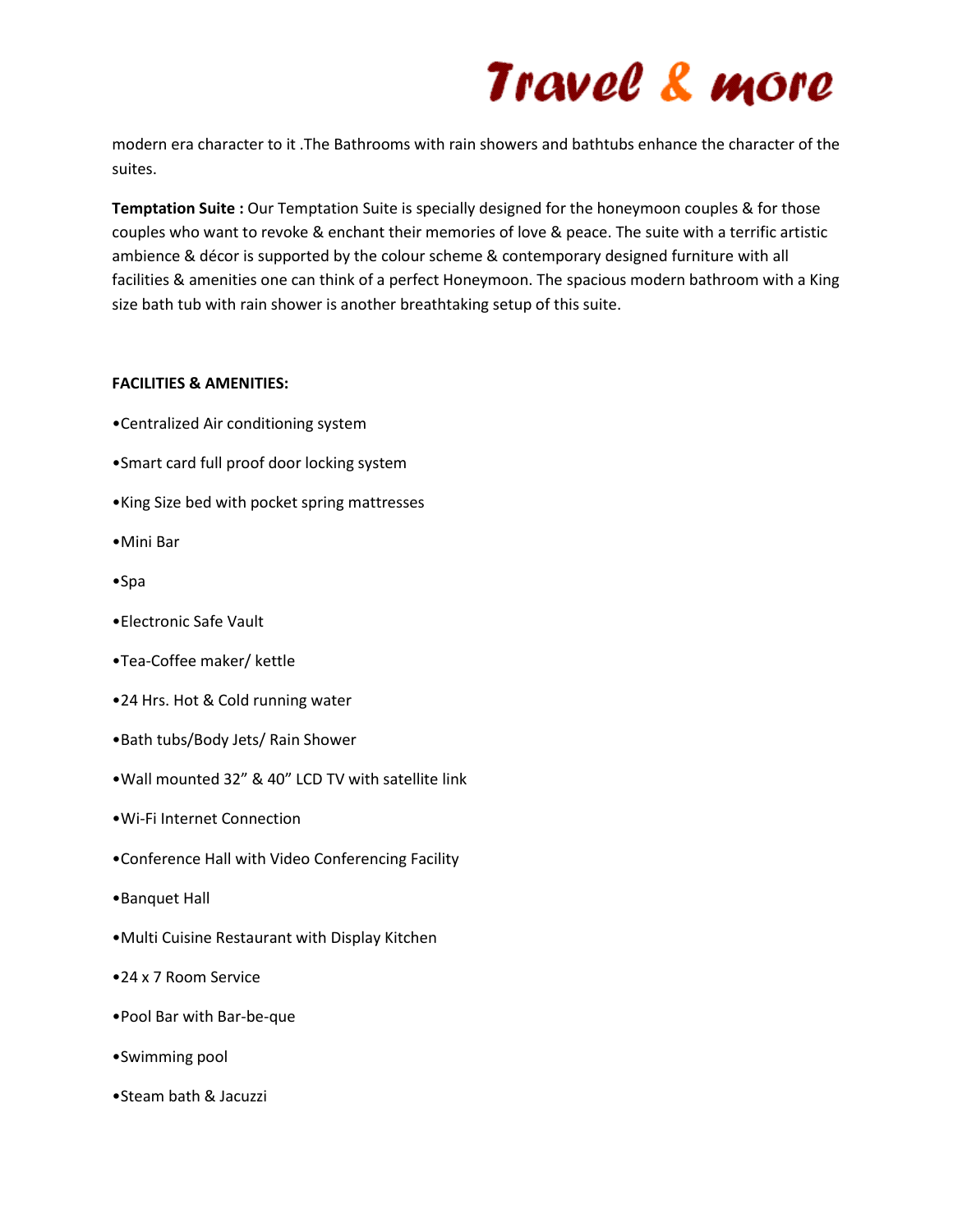modern era character to it .The Bathrooms with rain showers and bathtubs enhance the character of the suites.

**Temptation Suite :** Our Temptation Suite is specially designed for the honeymoon couples & for those couples who want to revoke & enchant their memories of love & peace. The suite with a terrific artistic ambience & décor is supported by the colour scheme & contemporary designed furniture with all facilities & amenities one can think of a perfect Honeymoon. The spacious modern bathroom with a King size bath tub with rain shower is another breathtaking setup of this suite.

**FACILITIES & AMENITIES:**

•Centralized Air conditioning system

•Smart card full proof door locking system

•King Size bed with pocket spring mattresses

•Mini Bar

•Spa

•Electronic Safe Vault

•Tea-Coffee maker/ kettle

•24 Hrs. Hot & Cold running water

•Bath tubs/Body Jets/ Rain Shower

•Wall mounted 32" & 40" LCD TV with satellite link

•Wi-Fi Internet Connection

•Conference Hall with Video Conferencing Facility

•Banquet Hall

•Multi Cuisine Restaurant with Display Kitchen

•24 x 7 Room Service

•Pool Bar with Bar-be-que

•Swimming pool

•Steam bath & Jacuzzi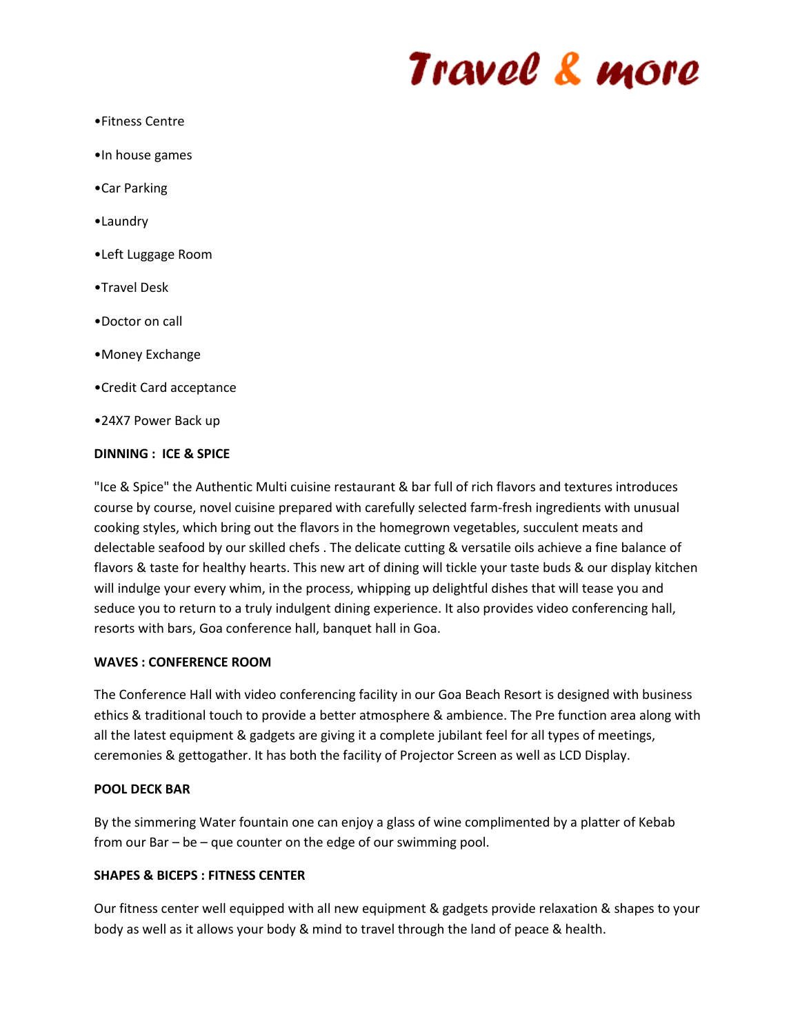•Fitness Centre

•In house games

•Car Parking

•Laundry

•Left Luggage Room

•Travel Desk

•Doctor on call

•Money Exchange

•Credit Card acceptance

•24X7 Power Back up

**DINNING : ICE & SPICE**

"Ice & Spice" the Authentic Multi cuisine restaurant & bar full of rich flavors and textures introduces course by course, novel cuisine prepared with carefully selected farm-fresh ingredients with unusual cooking styles, which bring out the flavors in the homegrown vegetables, succulent meats and delectable seafood by our skilled chefs . The delicate cutting & versatile oils achieve a fine balance of flavors & taste for healthy hearts. This new art of dining will tickle your taste buds & our display kitchen will indulge your every whim, in the process, whipping up delightful dishes that will tease you and seduce you to return to a truly indulgent dining experience. It also provides video conferencing hall, resorts with bars, Goa conference hall, banquet hall in Goa.

**WAVES : CONFERENCE ROOM**

The Conference Hall with video conferencing facility in our Goa Beach Resort is designed with business ethics & traditional touch to provide a better atmosphere & ambience. The Pre function area along with all the latest equipment & gadgets are giving it a complete jubilant feel for all types of meetings, ceremonies & gettogather. It has both the facility of Projector Screen as well as LCD Display.

**POOL DECK BAR**

By the simmering Water fountain one can enjoy a glass of wine complimented by a platter of Kebab from our Bar – be – que counter on the edge of our swimming pool.

**SHAPES & BICEPS : FITNESS CENTER**

Our fitness center well equipped with all new equipment & gadgets provide relaxation & shapes to your body as well as it allows your body & mind to travel through the land of peace & health.